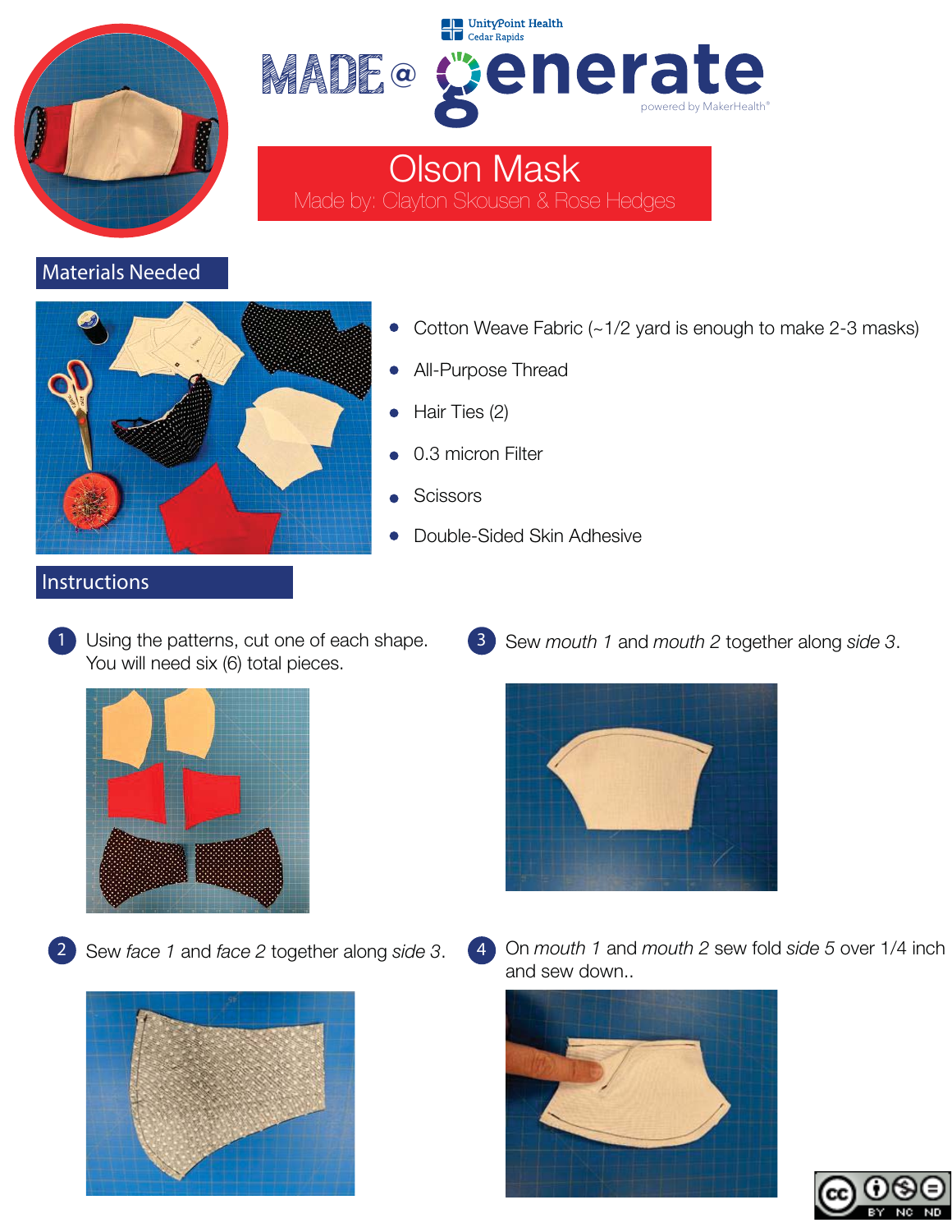UnityPoint Health
Cedar Rapids

MADE @ generate

powered by MakerHealth®

# Olson Mask

Made by: Clayton Skousen & Rose Hedges

## Materials Needed

- Cotton Weave Fabric (~1/2 yard is enough to make 2-3 masks)
- All-Purpose Thread
- Hair Ties (2)
- 0.3 micron Filter
- Scissors
- Double-Sided Skin Adhesive

## Instructions

1. Using the patterns, cut one of each shape. You will need six (6) total pieces.

2. Sew *face 1* and *face 2* together along *side 3*.

3. Sew *mouth 1* and *mouth 2* together along *side 3*.

4. On *mouth 1* and *mouth 2* sew fold *side 5* over 1/4 inch and sew down..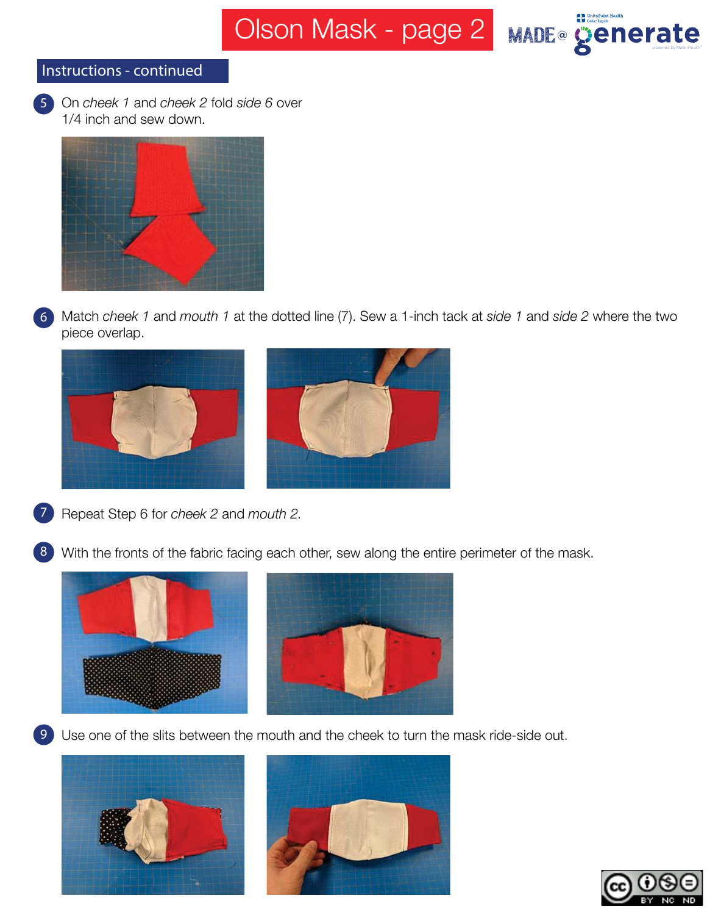# Olson Mask - page 2

## Instructions - continued

5. On *cheek 1* and *cheek 2* fold *side 6* over 1/4 inch and sew down.

6. Match *cheek 1* and *mouth 1* at the dotted line (7). Sew a 1-inch tack at *side 1* and *side 2* where the two piece overlap.

7. Repeat Step 6 for *cheek 2* and *mouth 2.*

8. With the fronts of the fabric facing each other, sew along the entire perimeter of the mask.

9. Use one of the slits between the mouth and the cheek to turn the mask ride-side out.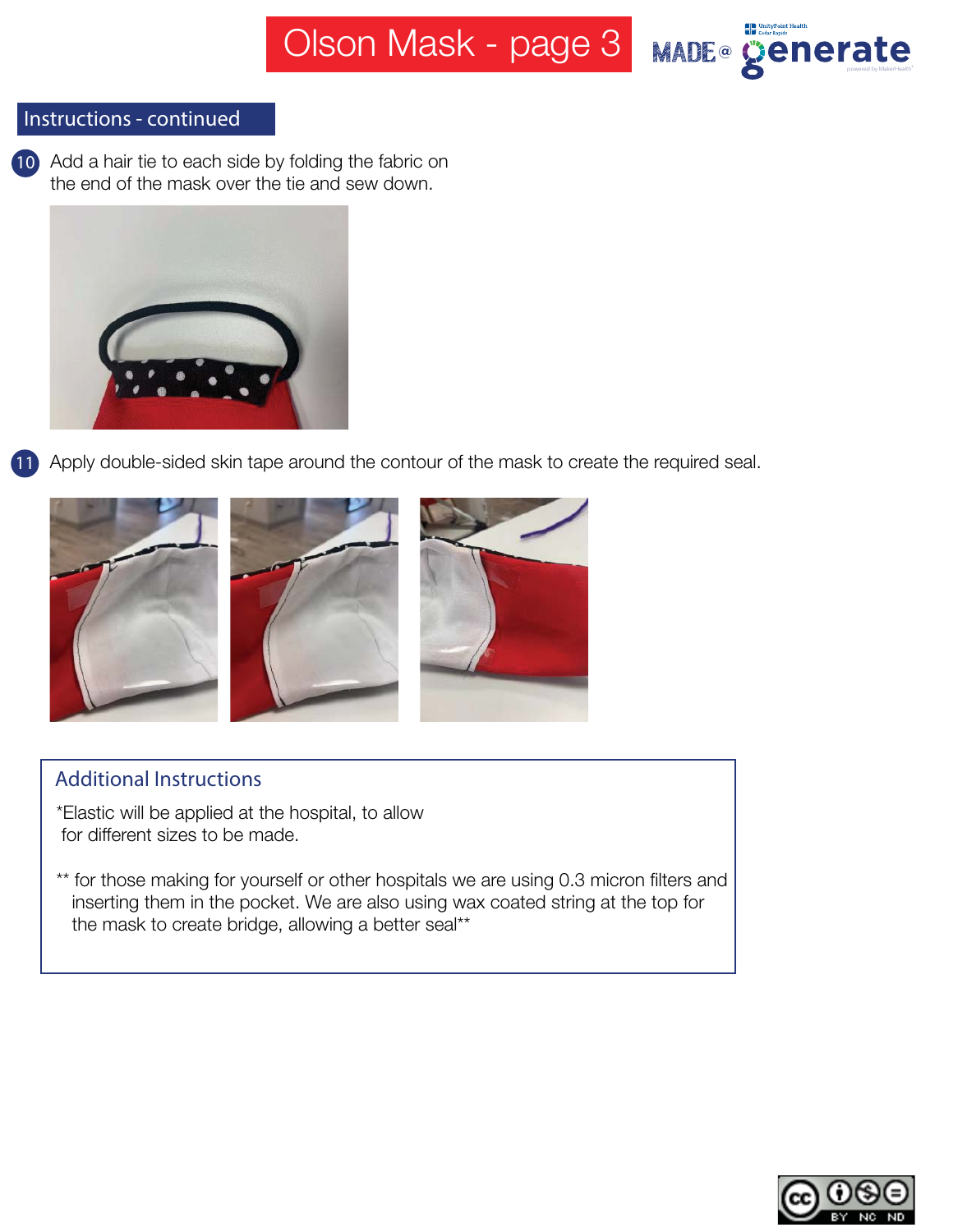# Olson Mask - page 3

## Instructions - continued

10. Add a hair tie to each side by folding the fabric on the end of the mask over the tie and sew down.

11. Apply double-sided skin tape around the contour of the mask to create the required seal.

### Additional Instructions

*Elastic will be applied at the hospital, to allow for different sizes to be made.

** for those making for yourself or other hospitals we are using 0.3 micron filters and inserting them in the pocket. We are also using wax coated string at the top for the mask to create bridge, allowing a better seal**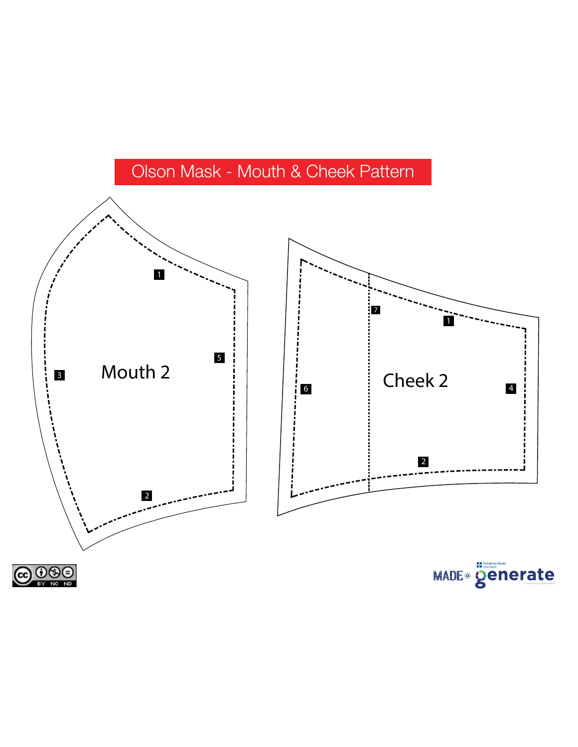# Olson Mask - Mouth & Cheek Pattern

Mouth 2

1

2

3

5

Cheek 2

1

2

4

6

7

MADE @ generate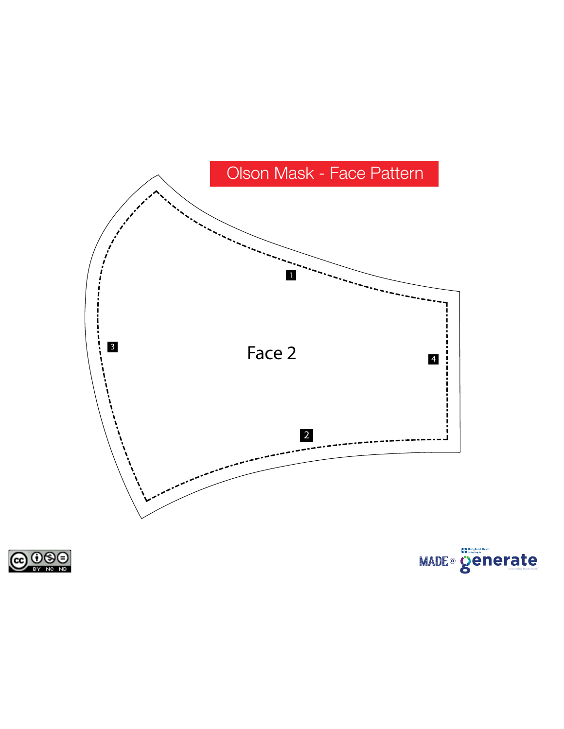# Olson Mask - Face Pattern

1

3

Face 2

4

2

MADE @ generate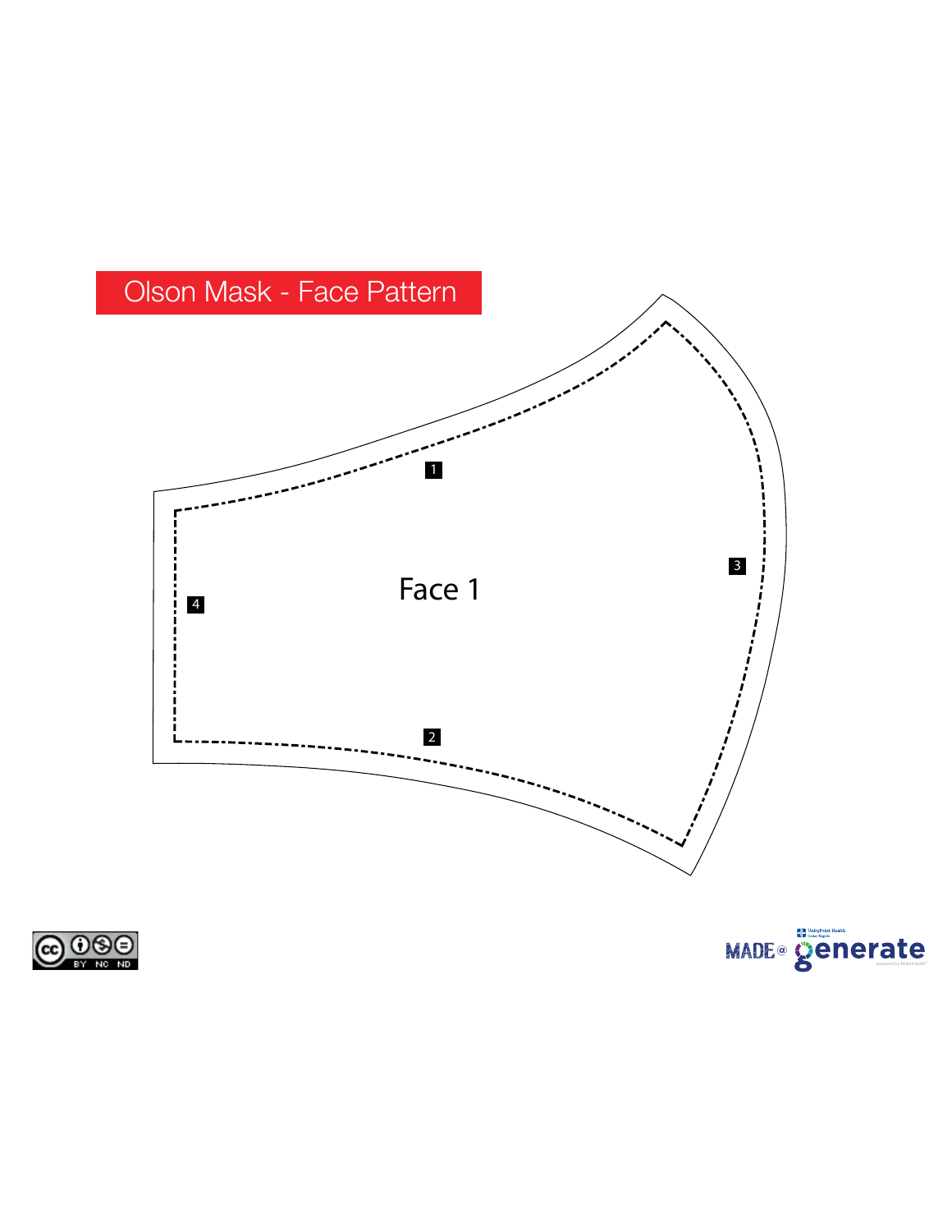# Olson Mask - Face Pattern

1

4

Face 1

3

2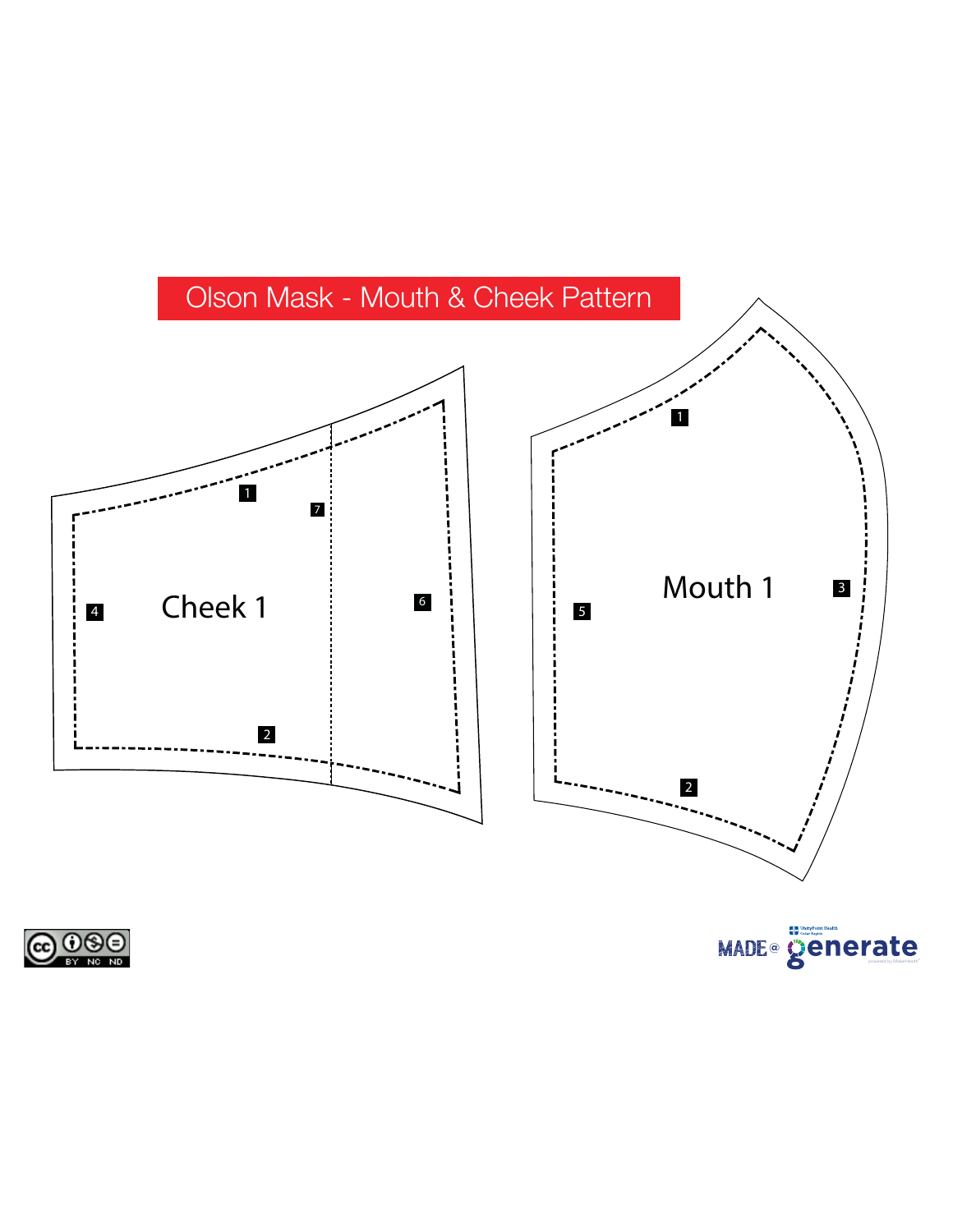# Olson Mask - Mouth & Cheek Pattern

1

7

4

Cheek 1

6

2

1

Mouth 1

3

5

2

MADE@ generate